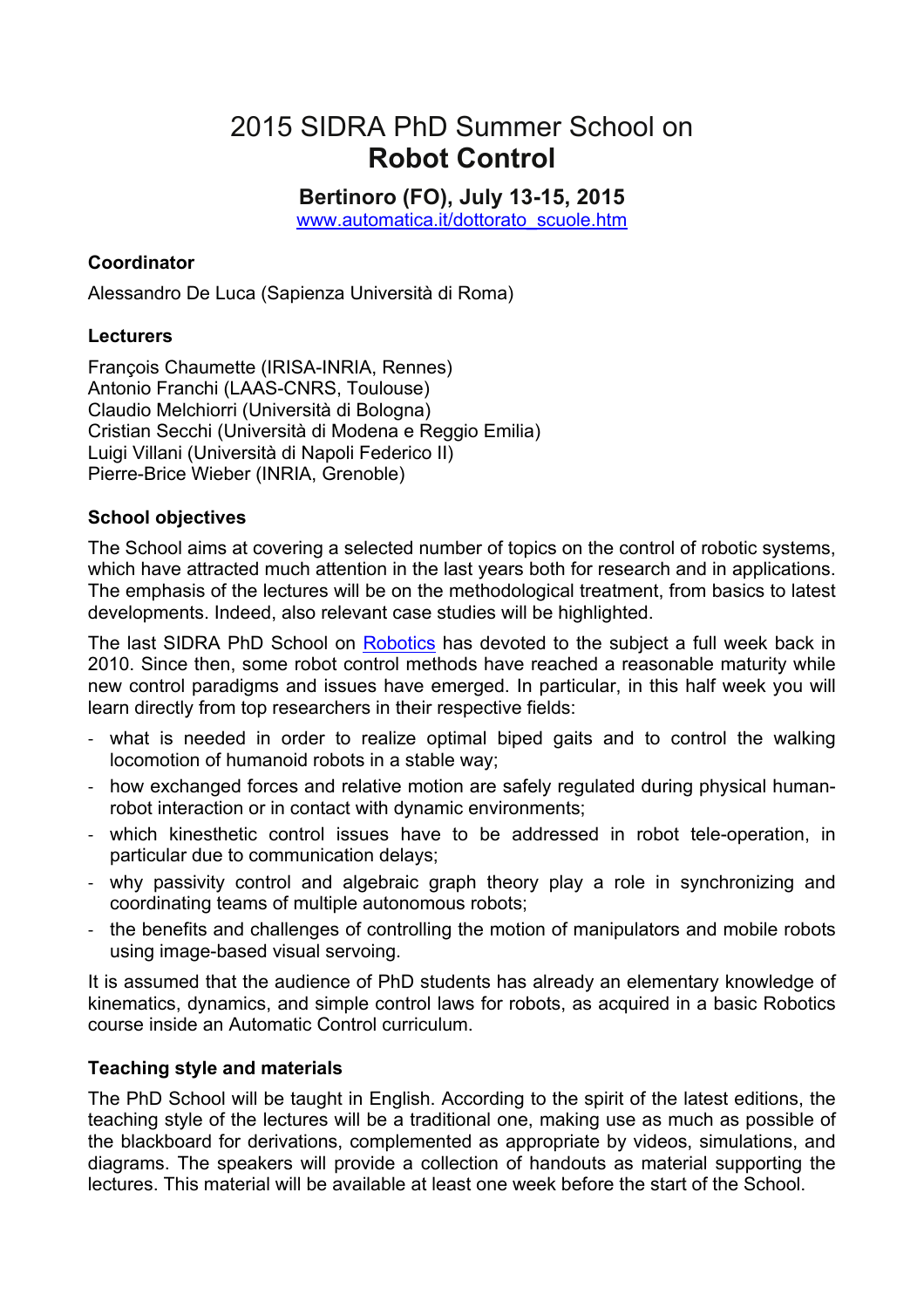# 2015 SIDRA PhD Summer School on **Robot Control**

## Bertinoro (FO), July 13-15, 2015

[www.automatica.it/dottorato_scuole.htm](www.automatica.it/dottorato_scuole.htm)

### Coordinator

Alessandro De Luca (Sapienza Università di Roma)

### Lecturers

François Chaumette (IRISA-INRIA, Rennes)
Antonio Franchi (LAAS-CNRS, Toulouse)
Claudio Melchiorri (Università di Bologna)
Cristian Secchi (Università di Modena e Reggio Emilia)
Luigi Villani (Università di Napoli Federico II)
Pierre-Brice Wieber (INRIA, Grenoble)

### School objectives

The School aims at covering a selected number of topics on the control of robotic systems, which have attracted much attention in the last years both for research and in applications. The emphasis of the lectures will be on the methodological treatment, from basics to latest developments. Indeed, also relevant case studies will be highlighted.

The last SIDRA PhD School on Robotics has devoted to the subject a full week back in 2010. Since then, some robot control methods have reached a reasonable maturity while new control paradigms and issues have emerged. In particular, in this half week you will learn directly from top researchers in their respective fields:

- what is needed in order to realize optimal biped gaits and to control the walking locomotion of humanoid robots in a stable way;
- how exchanged forces and relative motion are safely regulated during physical human-robot interaction or in contact with dynamic environments;
- which kinesthetic control issues have to be addressed in robot tele-operation, in particular due to communication delays;
- why passivity control and algebraic graph theory play a role in synchronizing and coordinating teams of multiple autonomous robots;
- the benefits and challenges of controlling the motion of manipulators and mobile robots using image-based visual servoing.

It is assumed that the audience of PhD students has already an elementary knowledge of kinematics, dynamics, and simple control laws for robots, as acquired in a basic Robotics course inside an Automatic Control curriculum.

### Teaching style and materials

The PhD School will be taught in English. According to the spirit of the latest editions, the teaching style of the lectures will be a traditional one, making use as much as possible of the blackboard for derivations, complemented as appropriate by videos, simulations, and diagrams. The speakers will provide a collection of handouts as material supporting the lectures. This material will be available at least one week before the start of the School.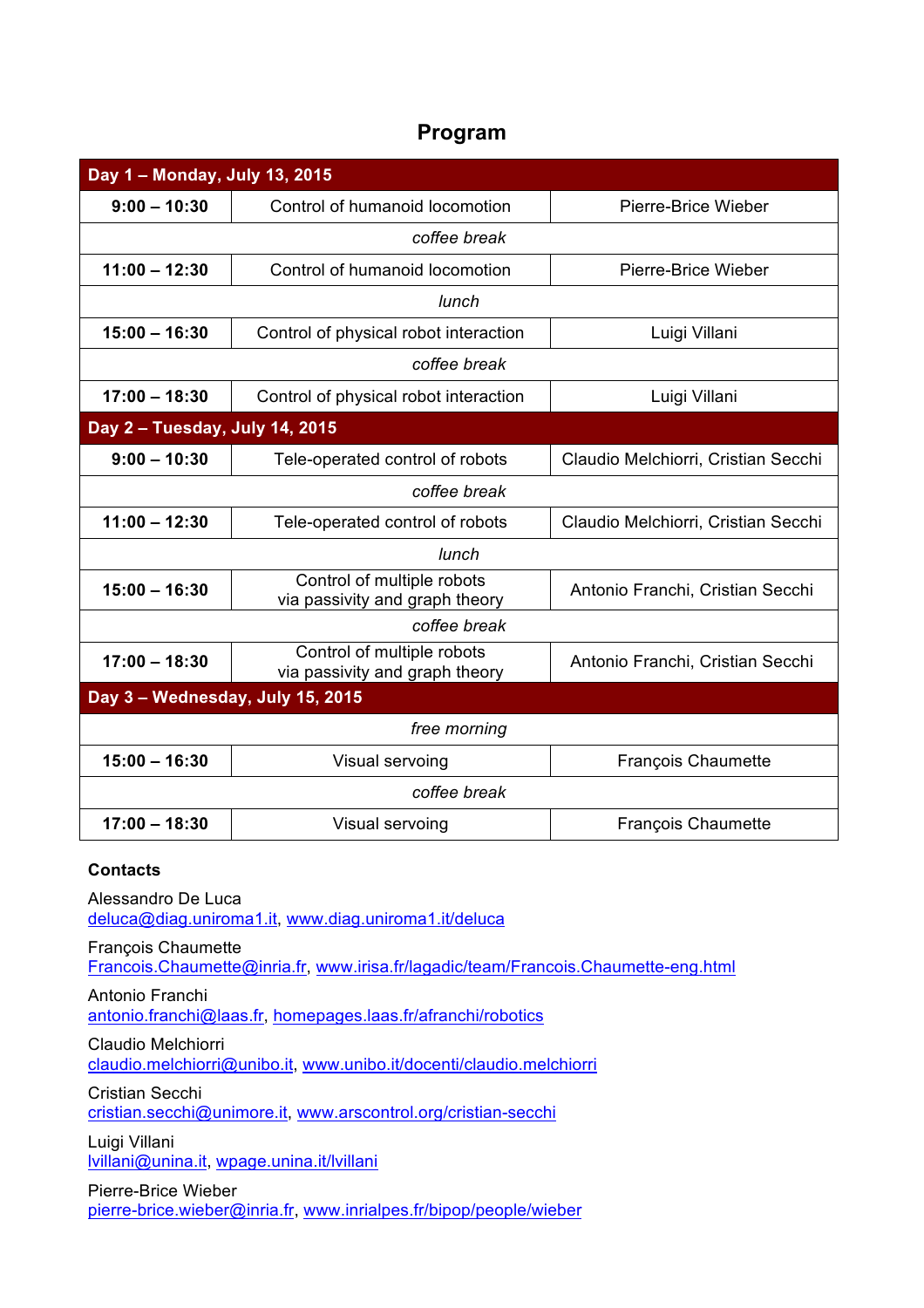# Program

| | | |
|---|---|---|
| **Day 1 – Monday, July 13, 2015** | | |
| **9:00 – 10:30** | Control of humanoid locomotion | Pierre-Brice Wieber |
| *coffee break* | | |
| **11:00 – 12:30** | Control of humanoid locomotion | Pierre-Brice Wieber |
| *lunch* | | |
| **15:00 – 16:30** | Control of physical robot interaction | Luigi Villani |
| *coffee break* | | |
| **17:00 – 18:30** | Control of physical robot interaction | Luigi Villani |
| **Day 2 – Tuesday, July 14, 2015** | | |
| **9:00 – 10:30** | Tele-operated control of robots | Claudio Melchiorri, Cristian Secchi |
| *coffee break* | | |
| **11:00 – 12:30** | Tele-operated control of robots | Claudio Melchiorri, Cristian Secchi |
| *lunch* | | |
| **15:00 – 16:30** | Control of multiple robots via passivity and graph theory | Antonio Franchi, Cristian Secchi |
| *coffee break* | | |
| **17:00 – 18:30** | Control of multiple robots via passivity and graph theory | Antonio Franchi, Cristian Secchi |
| **Day 3 – Wednesday, July 15, 2015** | | |
| *free morning* | | |
| **15:00 – 16:30** | Visual servoing | François Chaumette |
| *coffee break* | | |
| **17:00 – 18:30** | Visual servoing | François Chaumette |

### Contacts

Alessandro De Luca
deluca@diag.uniroma1.it, www.diag.uniroma1.it/deluca

François Chaumette
Francois.Chaumette@inria.fr, www.irisa.fr/lagadic/team/Francois.Chaumette-eng.html

Antonio Franchi
antonio.franchi@laas.fr, homepages.laas.fr/afranchi/robotics

Claudio Melchiorri
claudio.melchiorri@unibo.it, www.unibo.it/docenti/claudio.melchiorri

Cristian Secchi
cristian.secchi@unimore.it, www.arscontrol.org/cristian-secchi

Luigi Villani
lvillani@unina.it, wpage.unina.it/lvillani

Pierre-Brice Wieber
pierre-brice.wieber@inria.fr, www.inrialpes.fr/bipop/people/wieber